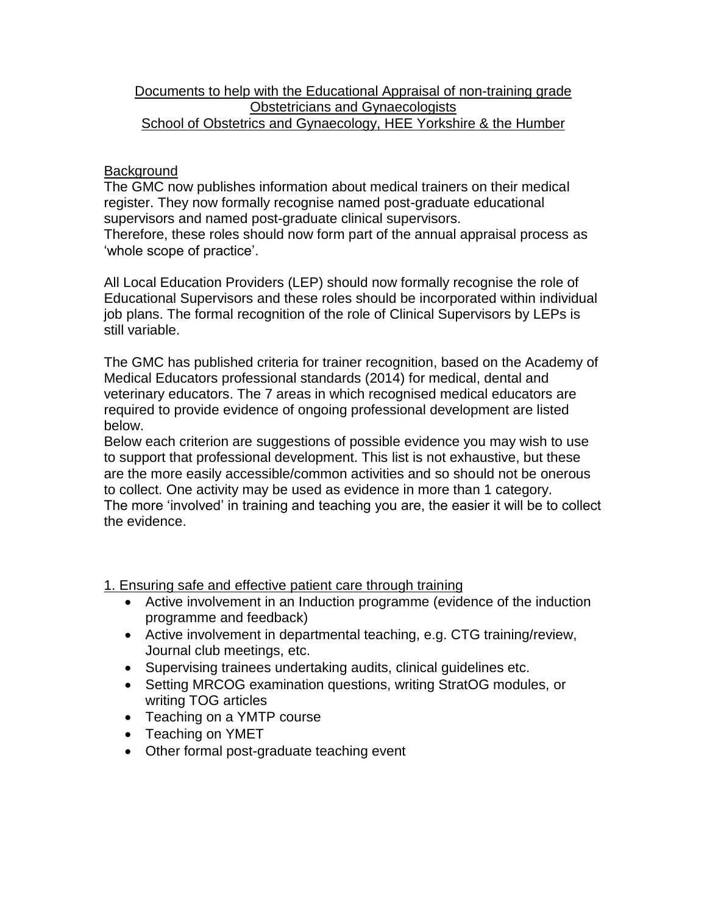# Documents to help with the Educational Appraisal of non-training grade Obstetricians and Gynaecologists

## School of Obstetrics and Gynaecology, HEE Yorkshire & the Humber

### Background

The GMC now publishes information about medical trainers on their medical register. They now formally recognise named post-graduate educational supervisors and named post-graduate clinical supervisors.
Therefore, these roles should now form part of the annual appraisal process as 'whole scope of practice'.

All Local Education Providers (LEP) should now formally recognise the role of Educational Supervisors and these roles should be incorporated within individual job plans. The formal recognition of the role of Clinical Supervisors by LEPs is still variable.

The GMC has published criteria for trainer recognition, based on the Academy of Medical Educators professional standards (2014) for medical, dental and veterinary educators. The 7 areas in which recognised medical educators are required to provide evidence of ongoing professional development are listed below.
Below each criterion are suggestions of possible evidence you may wish to use to support that professional development. This list is not exhaustive, but these are the more easily accessible/common activities and so should not be onerous to collect. One activity may be used as evidence in more than 1 category.
The more 'involved' in training and teaching you are, the easier it will be to collect the evidence.

### 1. Ensuring safe and effective patient care through training

- Active involvement in an Induction programme (evidence of the induction programme and feedback)
- Active involvement in departmental teaching, e.g. CTG training/review, Journal club meetings, etc.
- Supervising trainees undertaking audits, clinical guidelines etc.
- Setting MRCOG examination questions, writing StratOG modules, or writing TOG articles
- Teaching on a YMTP course
- Teaching on YMET
- Other formal post-graduate teaching event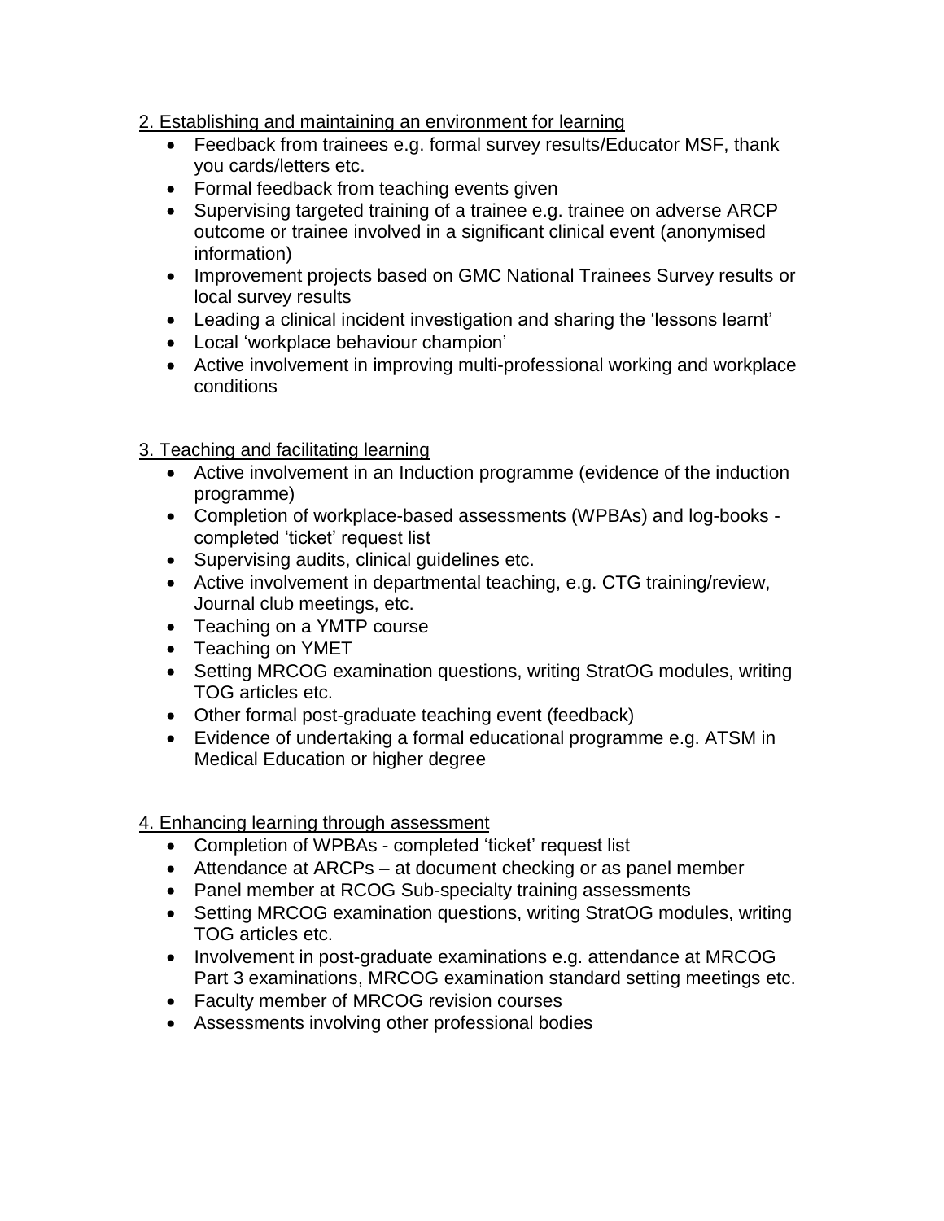## 2. Establishing and maintaining an environment for learning

- Feedback from trainees e.g. formal survey results/Educator MSF, thank you cards/letters etc.
- Formal feedback from teaching events given
- Supervising targeted training of a trainee e.g. trainee on adverse ARCP outcome or trainee involved in a significant clinical event (anonymised information)
- Improvement projects based on GMC National Trainees Survey results or local survey results
- Leading a clinical incident investigation and sharing the 'lessons learnt'
- Local 'workplace behaviour champion'
- Active involvement in improving multi-professional working and workplace conditions

## 3. Teaching and facilitating learning

- Active involvement in an Induction programme (evidence of the induction programme)
- Completion of workplace-based assessments (WPBAs) and log-books - completed 'ticket' request list
- Supervising audits, clinical guidelines etc.
- Active involvement in departmental teaching, e.g. CTG training/review, Journal club meetings, etc.
- Teaching on a YMTP course
- Teaching on YMET
- Setting MRCOG examination questions, writing StratOG modules, writing TOG articles etc.
- Other formal post-graduate teaching event (feedback)
- Evidence of undertaking a formal educational programme e.g. ATSM in Medical Education or higher degree

## 4. Enhancing learning through assessment

- Completion of WPBAs - completed 'ticket' request list
- Attendance at ARCPs – at document checking or as panel member
- Panel member at RCOG Sub-specialty training assessments
- Setting MRCOG examination questions, writing StratOG modules, writing TOG articles etc.
- Involvement in post-graduate examinations e.g. attendance at MRCOG Part 3 examinations, MRCOG examination standard setting meetings etc.
- Faculty member of MRCOG revision courses
- Assessments involving other professional bodies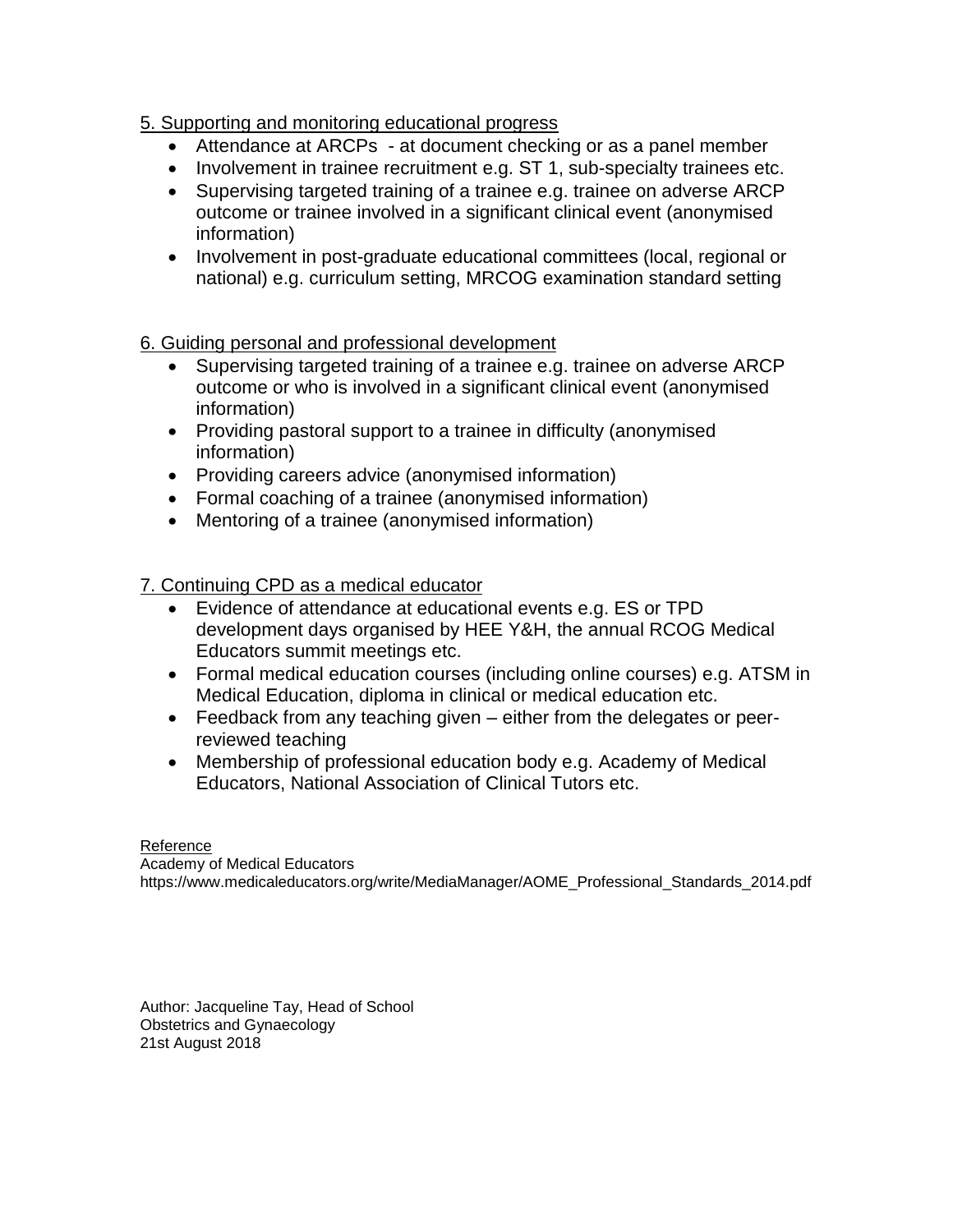5. Supporting and monitoring educational progress

- Attendance at ARCPs - at document checking or as a panel member
- Involvement in trainee recruitment e.g. ST 1, sub-specialty trainees etc.
- Supervising targeted training of a trainee e.g. trainee on adverse ARCP outcome or trainee involved in a significant clinical event (anonymised information)
- Involvement in post-graduate educational committees (local, regional or national) e.g. curriculum setting, MRCOG examination standard setting

6. Guiding personal and professional development

- Supervising targeted training of a trainee e.g. trainee on adverse ARCP outcome or who is involved in a significant clinical event (anonymised information)
- Providing pastoral support to a trainee in difficulty (anonymised information)
- Providing careers advice (anonymised information)
- Formal coaching of a trainee (anonymised information)
- Mentoring of a trainee (anonymised information)

7. Continuing CPD as a medical educator

- Evidence of attendance at educational events e.g. ES or TPD development days organised by HEE Y&H, the annual RCOG Medical Educators summit meetings etc.
- Formal medical education courses (including online courses) e.g. ATSM in Medical Education, diploma in clinical or medical education etc.
- Feedback from any teaching given – either from the delegates or peer-reviewed teaching
- Membership of professional education body e.g. Academy of Medical Educators, National Association of Clinical Tutors etc.

Reference
Academy of Medical Educators
https://www.medicaleducators.org/write/MediaManager/AOME_Professional_Standards_2014.pdf

Author: Jacqueline Tay, Head of School
Obstetrics and Gynaecology
21st August 2018